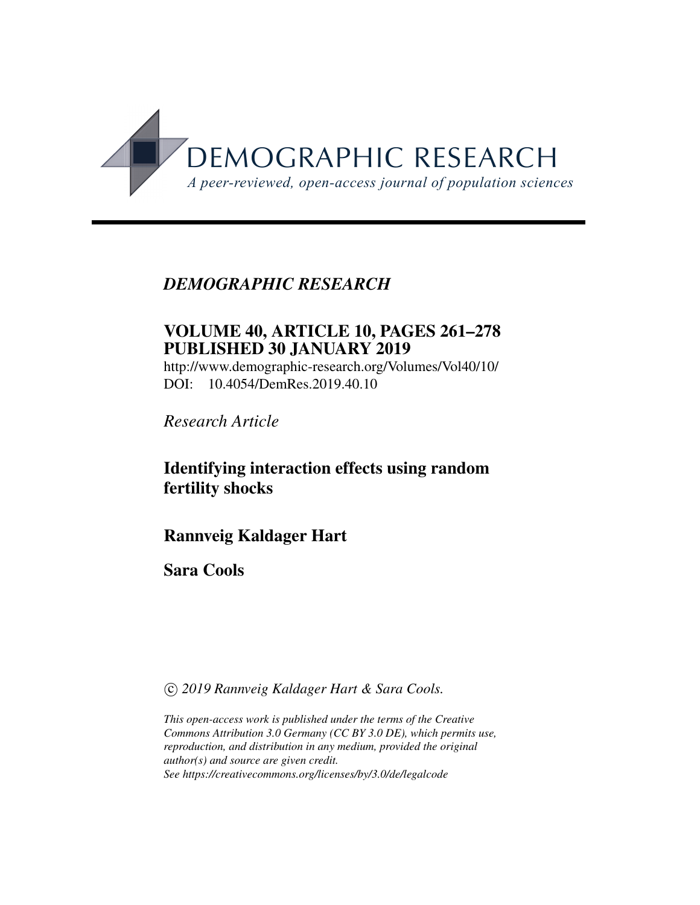DEMOGRAPHIC RESEARCH

*A peer-reviewed, open-access journal of population sciences*

***DEMOGRAPHIC RESEARCH***

**VOLUME 40, ARTICLE 10, PAGES 261–278**
**PUBLISHED 30 JANUARY 2019**

http://www.demographic-research.org/Volumes/Vol40/10/
DOI: 10.4054/DemRes.2019.40.10

*Research Article*

# Identifying interaction effects using random fertility shocks

**Rannveig Kaldager Hart**

**Sara Cools**

© *2019 Rannveig Kaldager Hart & Sara Cools.*

*This open-access work is published under the terms of the Creative Commons Attribution 3.0 Germany (CC BY 3.0 DE), which permits use, reproduction, and distribution in any medium, provided the original author(s) and source are given credit.*
*See https://creativecommons.org/licenses/by/3.0/de/legalcode*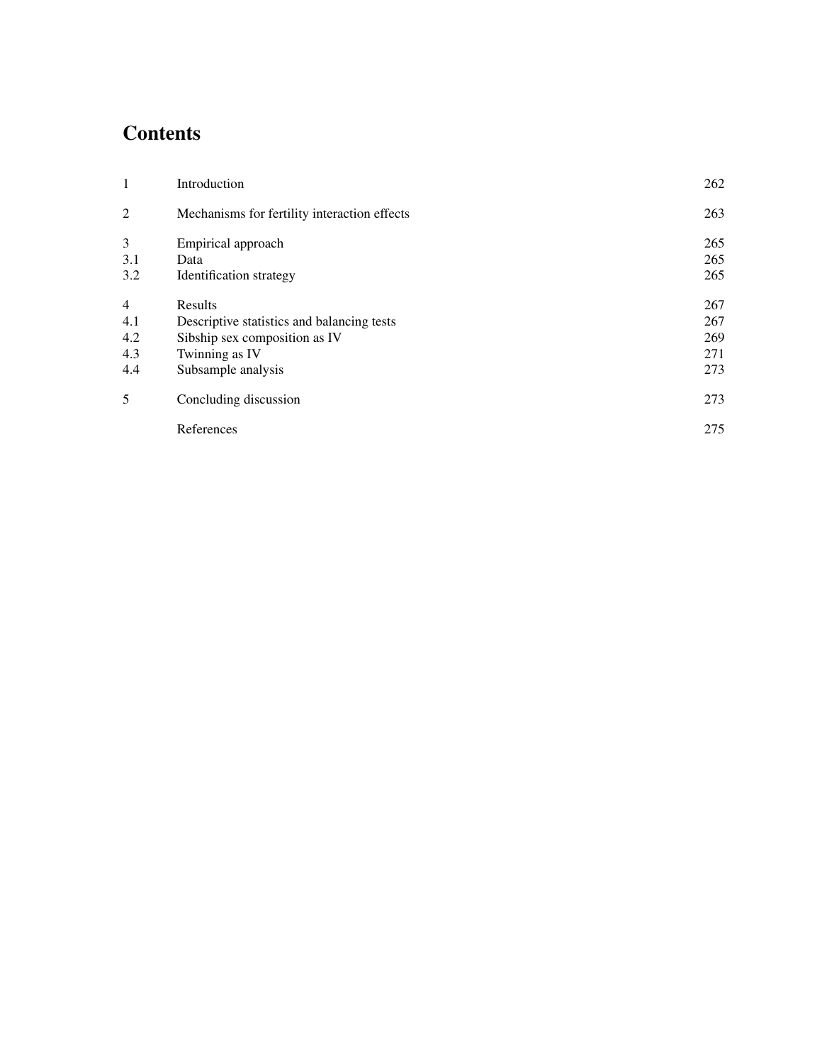# Contents

| | | |
|---|---|---|
| 1 | Introduction | 262 |
| 2 | Mechanisms for fertility interaction effects | 263 |
| 3 | Empirical approach | 265 |
| 3.1 | Data | 265 |
| 3.2 | Identification strategy | 265 |
| 4 | Results | 267 |
| 4.1 | Descriptive statistics and balancing tests | 267 |
| 4.2 | Sibship sex composition as IV | 269 |
| 4.3 | Twinning as IV | 271 |
| 4.4 | Subsample analysis | 273 |
| 5 | Concluding discussion | 273 |
| | References | 275 |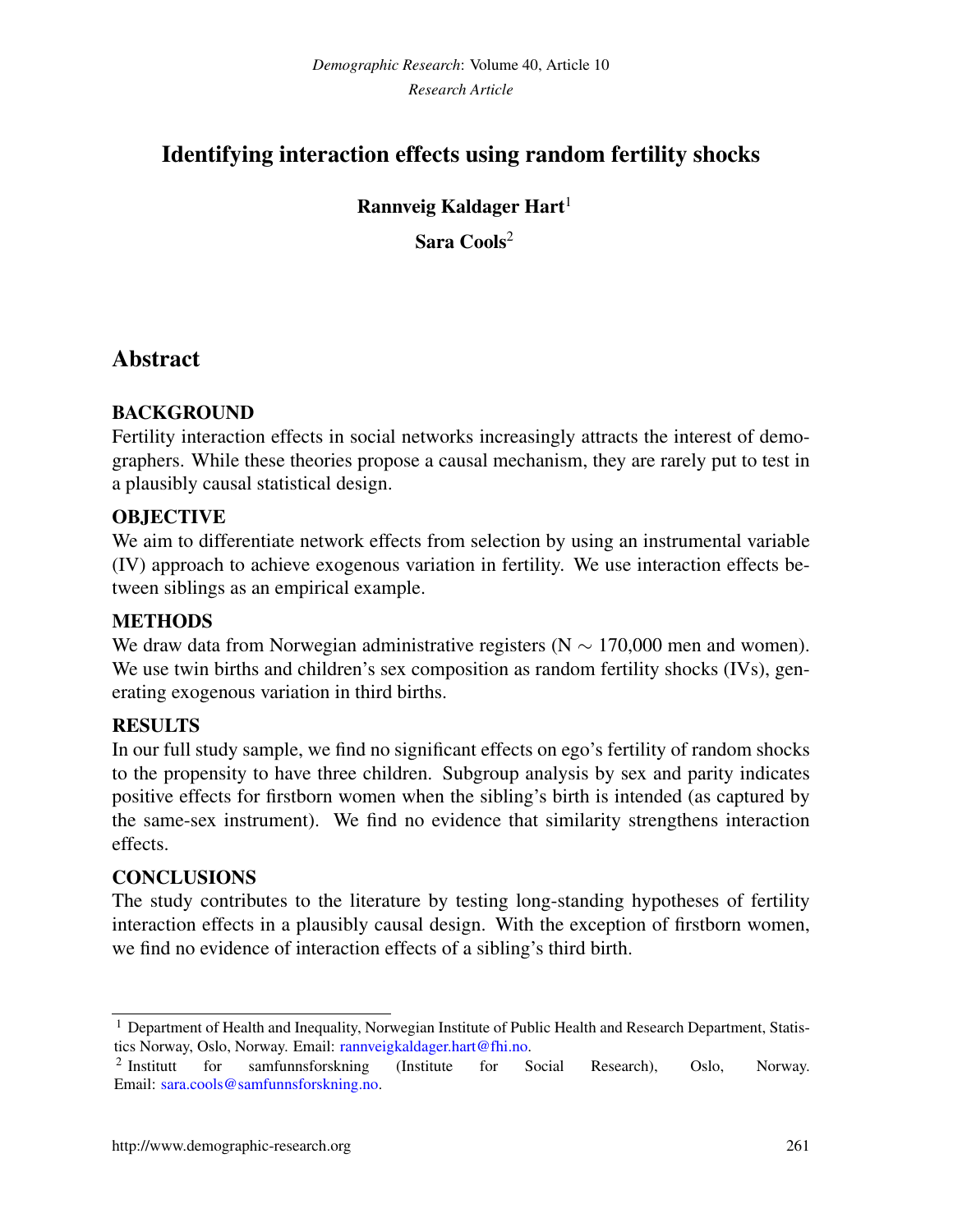*Research Article*

# Identifying interaction effects using random fertility shocks

**Rannveig Kaldager Hart**[1]

**Sara Cools**[2]

## Abstract

### BACKGROUND

Fertility interaction effects in social networks increasingly attracts the interest of demographers. While these theories propose a causal mechanism, they are rarely put to test in a plausibly causal statistical design.

### OBJECTIVE

We aim to differentiate network effects from selection by using an instrumental variable (IV) approach to achieve exogenous variation in fertility. We use interaction effects between siblings as an empirical example.

### METHODS

We draw data from Norwegian administrative registers (N $\sim$ 170,000 men and women). We use twin births and children's sex composition as random fertility shocks (IVs), generating exogenous variation in third births.

### RESULTS

In our full study sample, we find no significant effects on ego's fertility of random shocks to the propensity to have three children. Subgroup analysis by sex and parity indicates positive effects for firstborn women when the sibling's birth is intended (as captured by the same-sex instrument). We find no evidence that similarity strengthens interaction effects.

### CONCLUSIONS

The study contributes to the literature by testing long-standing hypotheses of fertility interaction effects in a plausibly causal design. With the exception of firstborn women, we find no evidence of interaction effects of a sibling's third birth.

---

[1] Department of Health and Inequality, Norwegian Institute of Public Health and Research Department, Statistics Norway, Oslo, Norway. Email: rannveigkaldager.hart@fhi.no.

[2] Institutt for samfunnsforskning (Institute for Social Research), Oslo, Norway. Email: sara.cools@samfunnsforskning.no.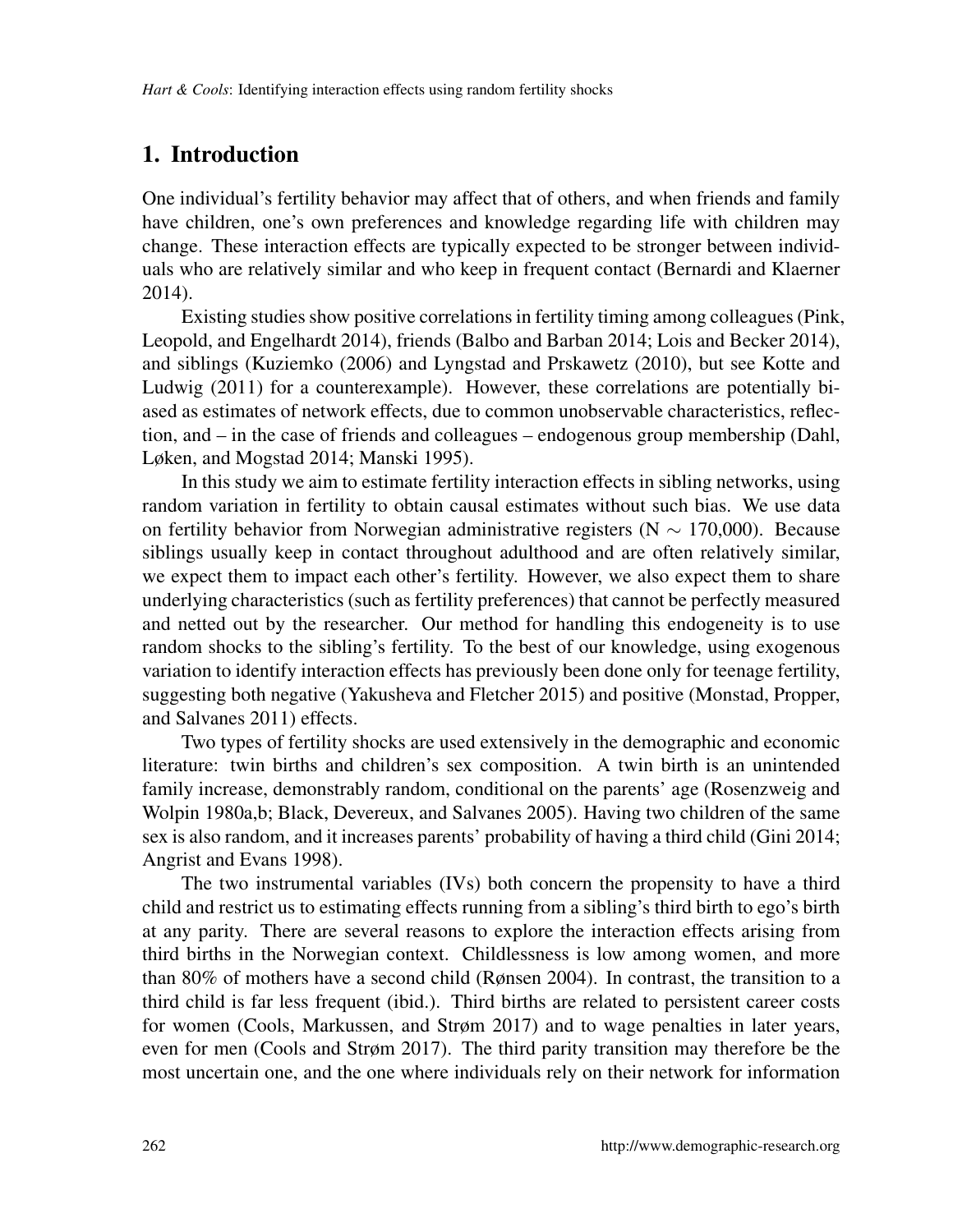## 1. Introduction

One individual's fertility behavior may affect that of others, and when friends and family have children, one's own preferences and knowledge regarding life with children may change. These interaction effects are typically expected to be stronger between individuals who are relatively similar and who keep in frequent contact (Bernardi and Klaerner 2014).

Existing studies show positive correlations in fertility timing among colleagues (Pink, Leopold, and Engelhardt 2014), friends (Balbo and Barban 2014; Lois and Becker 2014), and siblings (Kuziemko (2006) and Lyngstad and Prskawetz (2010), but see Kotte and Ludwig (2011) for a counterexample). However, these correlations are potentially biased as estimates of network effects, due to common unobservable characteristics, reflection, and – in the case of friends and colleagues – endogenous group membership (Dahl, Løken, and Mogstad 2014; Manski 1995).

In this study we aim to estimate fertility interaction effects in sibling networks, using random variation in fertility to obtain causal estimates without such bias. We use data on fertility behavior from Norwegian administrative registers (N $\sim$ 170,000). Because siblings usually keep in contact throughout adulthood and are often relatively similar, we expect them to impact each other's fertility. However, we also expect them to share underlying characteristics (such as fertility preferences) that cannot be perfectly measured and netted out by the researcher. Our method for handling this endogeneity is to use random shocks to the sibling's fertility. To the best of our knowledge, using exogenous variation to identify interaction effects has previously been done only for teenage fertility, suggesting both negative (Yakusheva and Fletcher 2015) and positive (Monstad, Propper, and Salvanes 2011) effects.

Two types of fertility shocks are used extensively in the demographic and economic literature: twin births and children's sex composition. A twin birth is an unintended family increase, demonstrably random, conditional on the parents' age (Rosenzweig and Wolpin 1980a,b; Black, Devereux, and Salvanes 2005). Having two children of the same sex is also random, and it increases parents' probability of having a third child (Gini 2014; Angrist and Evans 1998).

The two instrumental variables (IVs) both concern the propensity to have a third child and restrict us to estimating effects running from a sibling's third birth to ego's birth at any parity. There are several reasons to explore the interaction effects arising from third births in the Norwegian context. Childlessness is low among women, and more than 80% of mothers have a second child (Rønsen 2004). In contrast, the transition to a third child is far less frequent (ibid.). Third births are related to persistent career costs for women (Cools, Markussen, and Strøm 2017) and to wage penalties in later years, even for men (Cools and Strøm 2017). The third parity transition may therefore be the most uncertain one, and the one where individuals rely on their network for information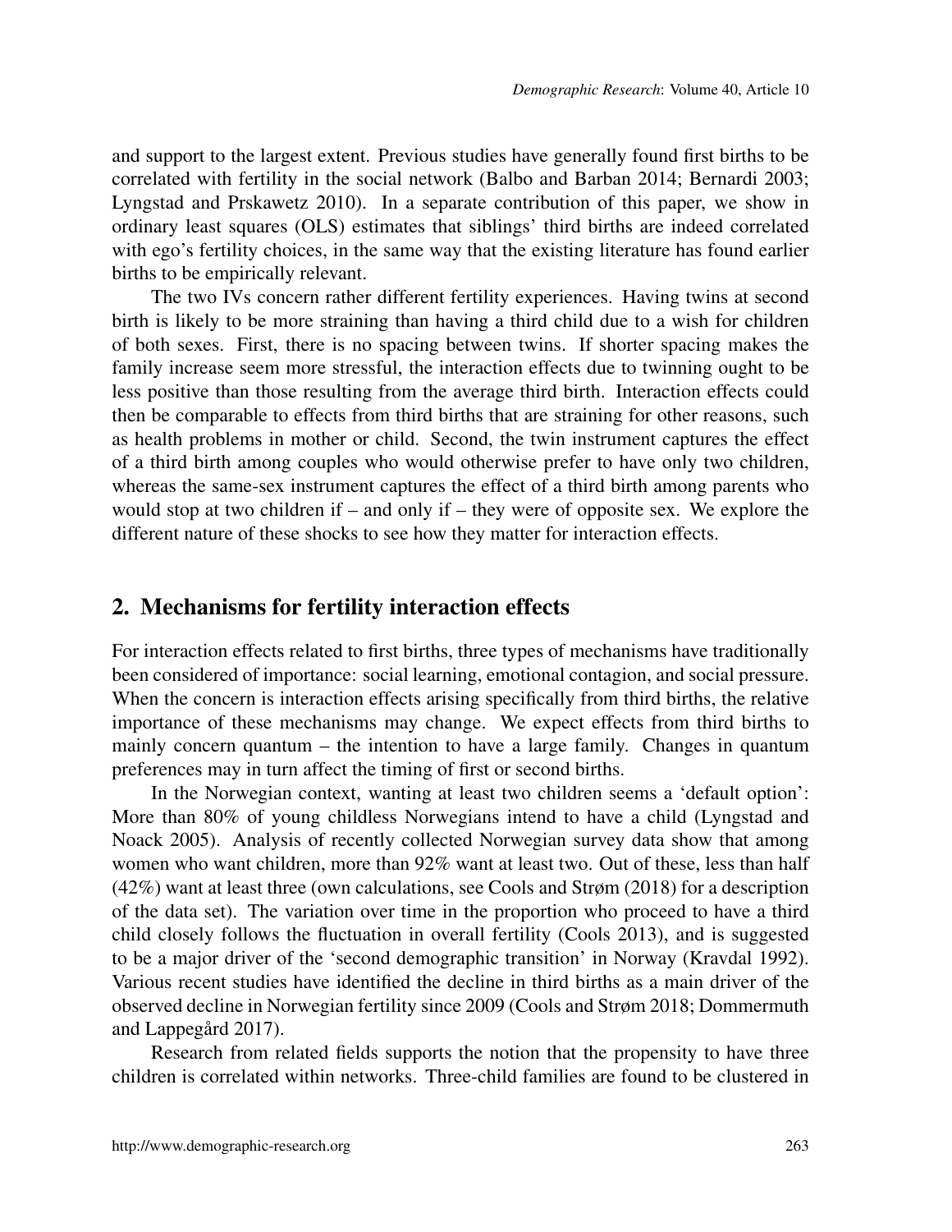and support to the largest extent. Previous studies have generally found first births to be correlated with fertility in the social network (Balbo and Barban 2014; Bernardi 2003; Lyngstad and Prskawetz 2010). In a separate contribution of this paper, we show in ordinary least squares (OLS) estimates that siblings' third births are indeed correlated with ego's fertility choices, in the same way that the existing literature has found earlier births to be empirically relevant.

The two IVs concern rather different fertility experiences. Having twins at second birth is likely to be more straining than having a third child due to a wish for children of both sexes. First, there is no spacing between twins. If shorter spacing makes the family increase seem more stressful, the interaction effects due to twinning ought to be less positive than those resulting from the average third birth. Interaction effects could then be comparable to effects from third births that are straining for other reasons, such as health problems in mother or child. Second, the twin instrument captures the effect of a third birth among couples who would otherwise prefer to have only two children, whereas the same-sex instrument captures the effect of a third birth among parents who would stop at two children if – and only if – they were of opposite sex. We explore the different nature of these shocks to see how they matter for interaction effects.

## 2. Mechanisms for fertility interaction effects

For interaction effects related to first births, three types of mechanisms have traditionally been considered of importance: social learning, emotional contagion, and social pressure. When the concern is interaction effects arising specifically from third births, the relative importance of these mechanisms may change. We expect effects from third births to mainly concern quantum – the intention to have a large family. Changes in quantum preferences may in turn affect the timing of first or second births.

In the Norwegian context, wanting at least two children seems a 'default option': More than 80% of young childless Norwegians intend to have a child (Lyngstad and Noack 2005). Analysis of recently collected Norwegian survey data show that among women who want children, more than 92% want at least two. Out of these, less than half (42%) want at least three (own calculations, see Cools and Strøm (2018) for a description of the data set). The variation over time in the proportion who proceed to have a third child closely follows the fluctuation in overall fertility (Cools 2013), and is suggested to be a major driver of the 'second demographic transition' in Norway (Kravdal 1992). Various recent studies have identified the decline in third births as a main driver of the observed decline in Norwegian fertility since 2009 (Cools and Strøm 2018; Dommermuth and Lappegård 2017).

Research from related fields supports the notion that the propensity to have three children is correlated within networks. Three-child families are found to be clustered in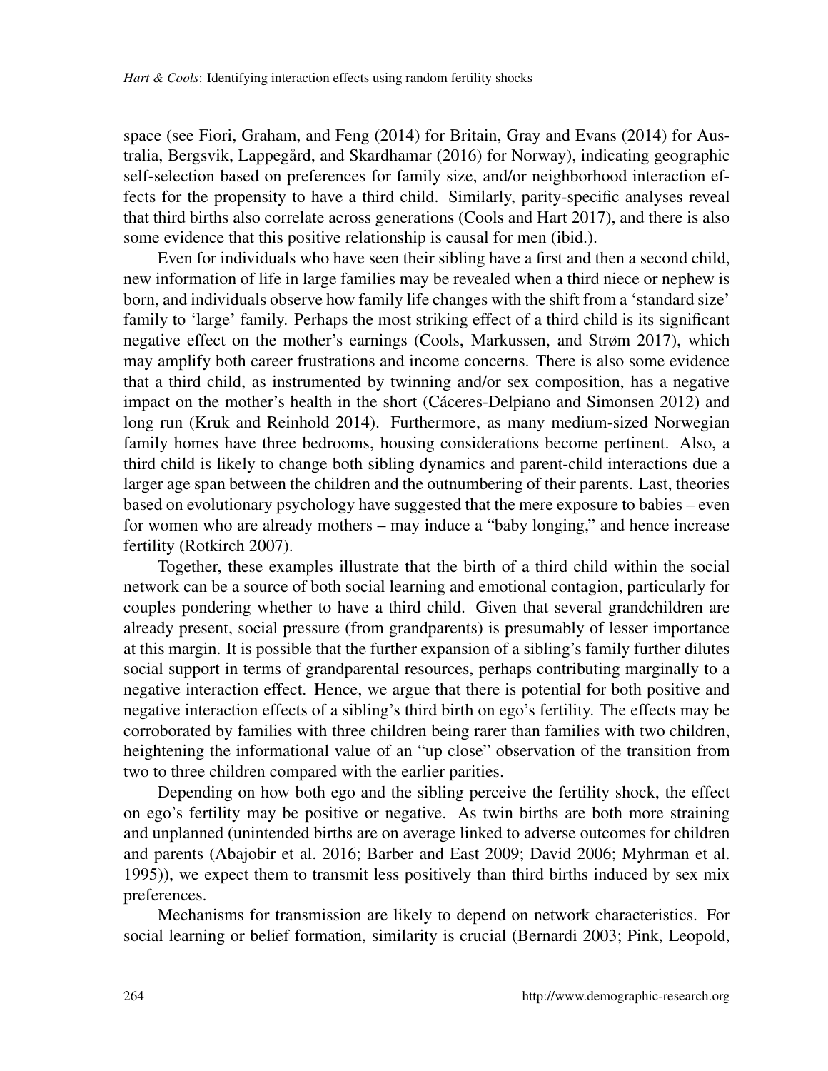space (see Fiori, Graham, and Feng (2014) for Britain, Gray and Evans (2014) for Australia, Bergsvik, Lappegård, and Skardhamar (2016) for Norway), indicating geographic self-selection based on preferences for family size, and/or neighborhood interaction effects for the propensity to have a third child. Similarly, parity-specific analyses reveal that third births also correlate across generations (Cools and Hart 2017), and there is also some evidence that this positive relationship is causal for men (ibid.).

Even for individuals who have seen their sibling have a first and then a second child, new information of life in large families may be revealed when a third niece or nephew is born, and individuals observe how family life changes with the shift from a 'standard size' family to 'large' family. Perhaps the most striking effect of a third child is its significant negative effect on the mother's earnings (Cools, Markussen, and Strøm 2017), which may amplify both career frustrations and income concerns. There is also some evidence that a third child, as instrumented by twinning and/or sex composition, has a negative impact on the mother's health in the short (Cáceres-Delpiano and Simonsen 2012) and long run (Kruk and Reinhold 2014). Furthermore, as many medium-sized Norwegian family homes have three bedrooms, housing considerations become pertinent. Also, a third child is likely to change both sibling dynamics and parent-child interactions due a larger age span between the children and the outnumbering of their parents. Last, theories based on evolutionary psychology have suggested that the mere exposure to babies – even for women who are already mothers – may induce a "baby longing," and hence increase fertility (Rotkirch 2007).

Together, these examples illustrate that the birth of a third child within the social network can be a source of both social learning and emotional contagion, particularly for couples pondering whether to have a third child. Given that several grandchildren are already present, social pressure (from grandparents) is presumably of lesser importance at this margin. It is possible that the further expansion of a sibling's family further dilutes social support in terms of grandparental resources, perhaps contributing marginally to a negative interaction effect. Hence, we argue that there is potential for both positive and negative interaction effects of a sibling's third birth on ego's fertility. The effects may be corroborated by families with three children being rarer than families with two children, heightening the informational value of an "up close" observation of the transition from two to three children compared with the earlier parities.

Depending on how both ego and the sibling perceive the fertility shock, the effect on ego's fertility may be positive or negative. As twin births are both more straining and unplanned (unintended births are on average linked to adverse outcomes for children and parents (Abajobir et al. 2016; Barber and East 2009; David 2006; Myhrman et al. 1995)), we expect them to transmit less positively than third births induced by sex mix preferences.

Mechanisms for transmission are likely to depend on network characteristics. For social learning or belief formation, similarity is crucial (Bernardi 2003; Pink, Leopold,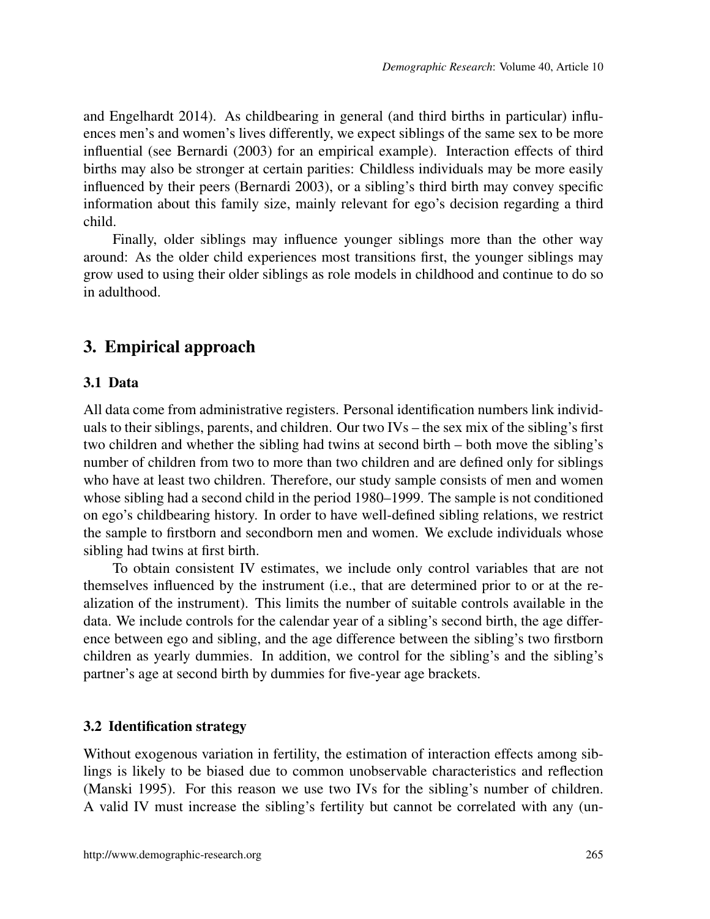and Engelhardt 2014). As childbearing in general (and third births in particular) influences men's and women's lives differently, we expect siblings of the same sex to be more influential (see Bernardi (2003) for an empirical example). Interaction effects of third births may also be stronger at certain parities: Childless individuals may be more easily influenced by their peers (Bernardi 2003), or a sibling's third birth may convey specific information about this family size, mainly relevant for ego's decision regarding a third child.

Finally, older siblings may influence younger siblings more than the other way around: As the older child experiences most transitions first, the younger siblings may grow used to using their older siblings as role models in childhood and continue to do so in adulthood.

## 3. Empirical approach

### 3.1 Data

All data come from administrative registers. Personal identification numbers link individuals to their siblings, parents, and children. Our two IVs – the sex mix of the sibling's first two children and whether the sibling had twins at second birth – both move the sibling's number of children from two to more than two children and are defined only for siblings who have at least two children. Therefore, our study sample consists of men and women whose sibling had a second child in the period 1980–1999. The sample is not conditioned on ego's childbearing history. In order to have well-defined sibling relations, we restrict the sample to firstborn and secondborn men and women. We exclude individuals whose sibling had twins at first birth.

To obtain consistent IV estimates, we include only control variables that are not themselves influenced by the instrument (i.e., that are determined prior to or at the realization of the instrument). This limits the number of suitable controls available in the data. We include controls for the calendar year of a sibling's second birth, the age difference between ego and sibling, and the age difference between the sibling's two firstborn children as yearly dummies. In addition, we control for the sibling's and the sibling's partner's age at second birth by dummies for five-year age brackets.

### 3.2 Identification strategy

Without exogenous variation in fertility, the estimation of interaction effects among siblings is likely to be biased due to common unobservable characteristics and reflection (Manski 1995). For this reason we use two IVs for the sibling's number of children. A valid IV must increase the sibling's fertility but cannot be correlated with any (un-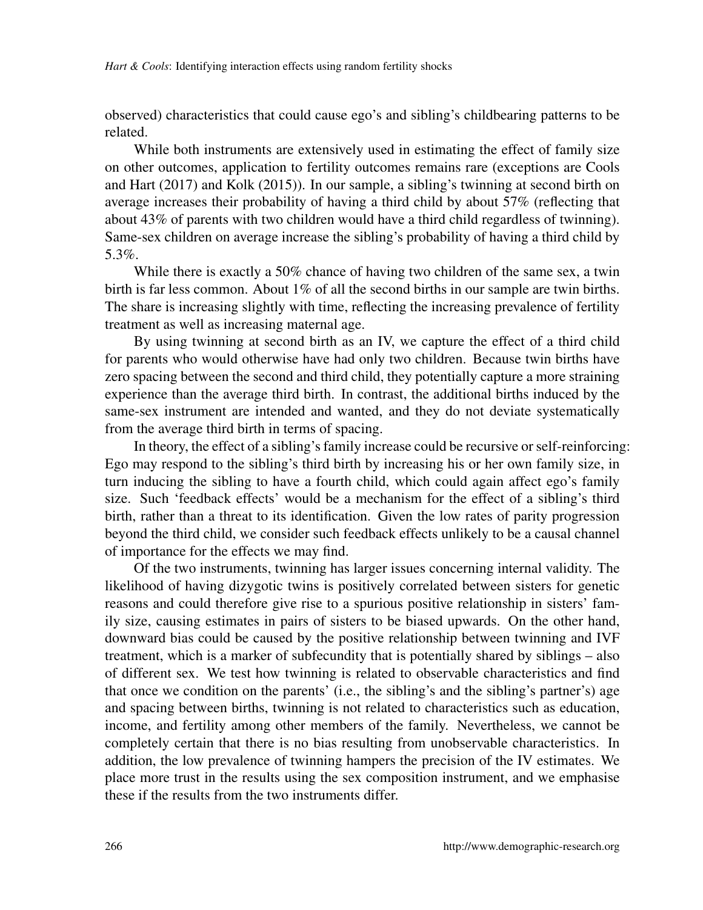observed) characteristics that could cause ego's and sibling's childbearing patterns to be related.

While both instruments are extensively used in estimating the effect of family size on other outcomes, application to fertility outcomes remains rare (exceptions are Cools and Hart (2017) and Kolk (2015)). In our sample, a sibling's twinning at second birth on average increases their probability of having a third child by about 57% (reflecting that about 43% of parents with two children would have a third child regardless of twinning). Same-sex children on average increase the sibling's probability of having a third child by 5.3%.

While there is exactly a 50% chance of having two children of the same sex, a twin birth is far less common. About 1% of all the second births in our sample are twin births. The share is increasing slightly with time, reflecting the increasing prevalence of fertility treatment as well as increasing maternal age.

By using twinning at second birth as an IV, we capture the effect of a third child for parents who would otherwise have had only two children. Because twin births have zero spacing between the second and third child, they potentially capture a more straining experience than the average third birth. In contrast, the additional births induced by the same-sex instrument are intended and wanted, and they do not deviate systematically from the average third birth in terms of spacing.

In theory, the effect of a sibling's family increase could be recursive or self-reinforcing: Ego may respond to the sibling's third birth by increasing his or her own family size, in turn inducing the sibling to have a fourth child, which could again affect ego's family size. Such 'feedback effects' would be a mechanism for the effect of a sibling's third birth, rather than a threat to its identification. Given the low rates of parity progression beyond the third child, we consider such feedback effects unlikely to be a causal channel of importance for the effects we may find.

Of the two instruments, twinning has larger issues concerning internal validity. The likelihood of having dizygotic twins is positively correlated between sisters for genetic reasons and could therefore give rise to a spurious positive relationship in sisters' family size, causing estimates in pairs of sisters to be biased upwards. On the other hand, downward bias could be caused by the positive relationship between twinning and IVF treatment, which is a marker of subfecundity that is potentially shared by siblings – also of different sex. We test how twinning is related to observable characteristics and find that once we condition on the parents' (i.e., the sibling's and the sibling's partner's) age and spacing between births, twinning is not related to characteristics such as education, income, and fertility among other members of the family. Nevertheless, we cannot be completely certain that there is no bias resulting from unobservable characteristics. In addition, the low prevalence of twinning hampers the precision of the IV estimates. We place more trust in the results using the sex composition instrument, and we emphasise these if the results from the two instruments differ.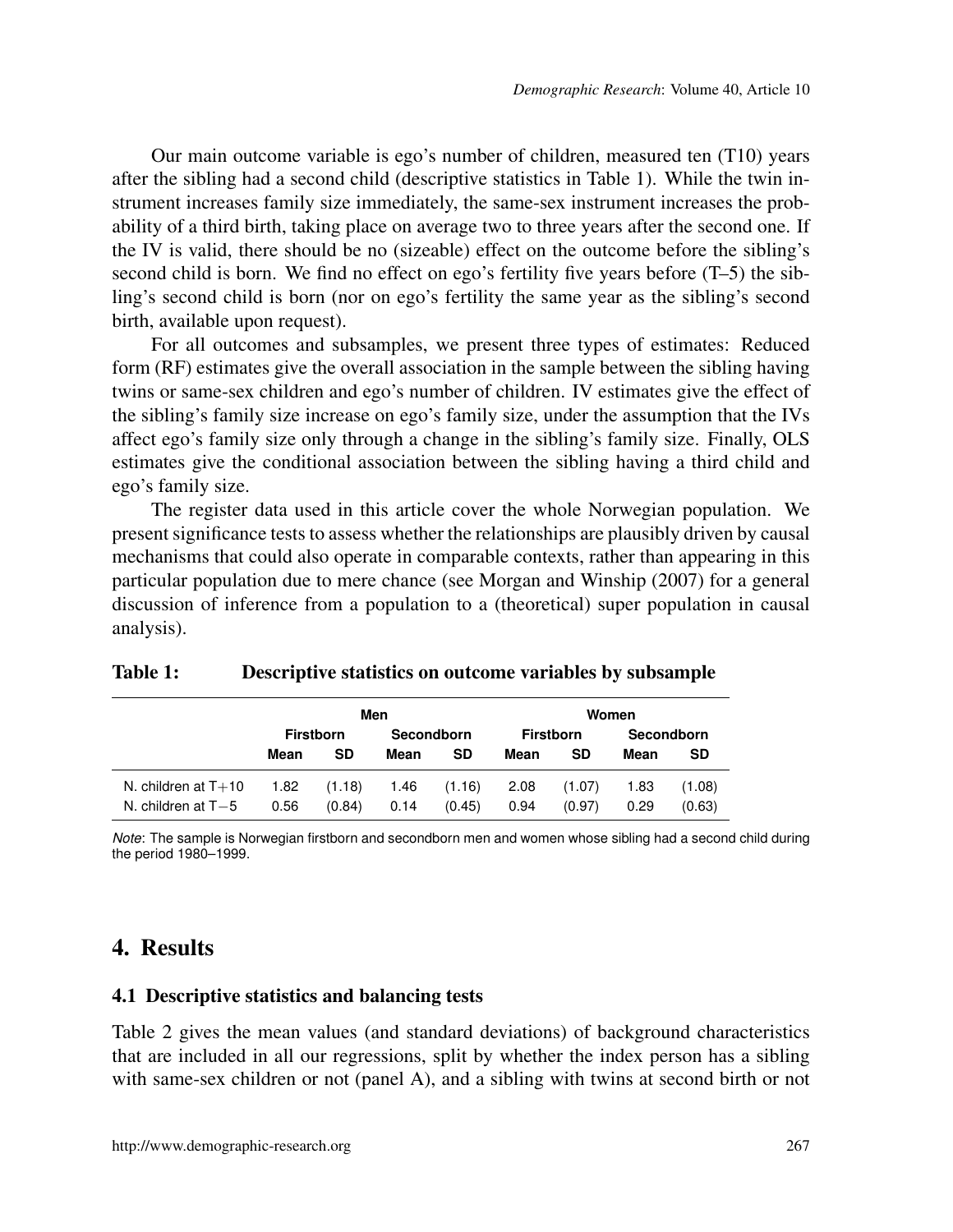Our main outcome variable is ego's number of children, measured ten (T10) years after the sibling had a second child (descriptive statistics in Table 1). While the twin instrument increases family size immediately, the same-sex instrument increases the probability of a third birth, taking place on average two to three years after the second one. If the IV is valid, there should be no (sizeable) effect on the outcome before the sibling's second child is born. We find no effect on ego's fertility five years before (T–5) the sibling's second child is born (nor on ego's fertility the same year as the sibling's second birth, available upon request).

For all outcomes and subsamples, we present three types of estimates: Reduced form (RF) estimates give the overall association in the sample between the sibling having twins or same-sex children and ego's number of children. IV estimates give the effect of the sibling's family size increase on ego's family size, under the assumption that the IVs affect ego's family size only through a change in the sibling's family size. Finally, OLS estimates give the conditional association between the sibling having a third child and ego's family size.

The register data used in this article cover the whole Norwegian population. We present significance tests to assess whether the relationships are plausibly driven by causal mechanisms that could also operate in comparable contexts, rather than appearing in this particular population due to mere chance (see Morgan and Winship (2007) for a general discussion of inference from a population to a (theoretical) super population in causal analysis).

**Table 1: Descriptive statistics on outcome variables by subsample**

| | Men | | | | Women | | | |
|---|---|---|---|---|---|---|---|---|
| | Firstborn | | Secondborn | | Firstborn | | Secondborn | |
| | Mean | SD | Mean | SD | Mean | SD | Mean | SD |
| N. children at T+10 | 1.82 | (1.18) | 1.46 | (1.16) | 2.08 | (1.07) | 1.83 | (1.08) |
| N. children at T−5 | 0.56 | (0.84) | 0.14 | (0.45) | 0.94 | (0.97) | 0.29 | (0.63) |

*Note*: The sample is Norwegian firstborn and secondborn men and women whose sibling had a second child during the period 1980–1999.

## 4. Results

### 4.1 Descriptive statistics and balancing tests

Table 2 gives the mean values (and standard deviations) of background characteristics that are included in all our regressions, split by whether the index person has a sibling with same-sex children or not (panel A), and a sibling with twins at second birth or not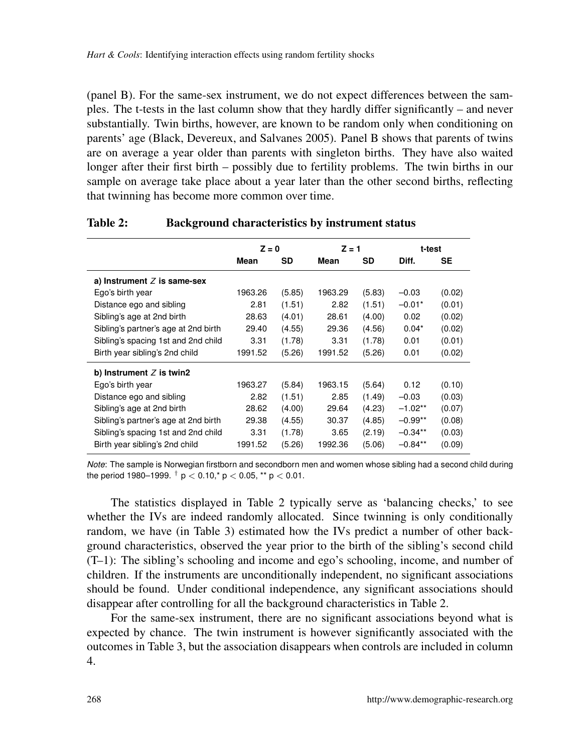(panel B). For the same-sex instrument, we do not expect differences between the samples. The t-tests in the last column show that they hardly differ significantly – and never substantially. Twin births, however, are known to be random only when conditioning on parents' age (Black, Devereux, and Salvanes 2005). Panel B shows that parents of twins are on average a year older than parents with singleton births. They have also waited longer after their first birth – possibly due to fertility problems. The twin births in our sample on average take place about a year later than the other second births, reflecting that twinning has become more common over time.

**Table 2: Background characteristics by instrument status**

| | $Z = 0$ | | $Z = 1$ | | t-test | |
|---|---|---|---|---|---|---|
| | **Mean** | **SD** | **Mean** | **SD** | **Diff.** | **SE** |
| **a) Instrument $Z$ is same-sex** | | | | | | |
| Ego's birth year | 1963.26 | (5.85) | 1963.29 | (5.83) | –0.03 | (0.02) |
| Distance ego and sibling | 2.81 | (1.51) | 2.82 | (1.51) | –0.01* | (0.01) |
| Sibling's age at 2nd birth | 28.63 | (4.01) | 28.61 | (4.00) | 0.02 | (0.02) |
| Sibling's partner's age at 2nd birth | 29.40 | (4.55) | 29.36 | (4.56) | 0.04* | (0.02) |
| Sibling's spacing 1st and 2nd child | 3.31 | (1.78) | 3.31 | (1.78) | 0.01 | (0.01) |
| Birth year sibling's 2nd child | 1991.52 | (5.26) | 1991.52 | (5.26) | 0.01 | (0.02) |
| **b) Instrument $Z$ is twin2** | | | | | | |
| Ego's birth year | 1963.27 | (5.84) | 1963.15 | (5.64) | 0.12 | (0.10) |
| Distance ego and sibling | 2.82 | (1.51) | 2.85 | (1.49) | –0.03 | (0.03) |
| Sibling's age at 2nd birth | 28.62 | (4.00) | 29.64 | (4.23) | –1.02** | (0.07) |
| Sibling's partner's age at 2nd birth | 29.38 | (4.55) | 30.37 | (4.85) | –0.99** | (0.08) |
| Sibling's spacing 1st and 2nd child | 3.31 | (1.78) | 3.65 | (2.19) | –0.34** | (0.03) |
| Birth year sibling's 2nd child | 1991.52 | (5.26) | 1992.36 | (5.06) | –0.84** | (0.09) |

*Note*: The sample is Norwegian firstborn and secondborn men and women whose sibling had a second child during the period 1980–1999. † $p < 0.10$,* $p < 0.05$, ** $p < 0.01$.

The statistics displayed in Table 2 typically serve as 'balancing checks,' to see whether the IVs are indeed randomly allocated. Since twinning is only conditionally random, we have (in Table 3) estimated how the IVs predict a number of other background characteristics, observed the year prior to the birth of the sibling's second child (T–1): The sibling's schooling and income and ego's schooling, income, and number of children. If the instruments are unconditionally independent, no significant associations should be found. Under conditional independence, any significant associations should disappear after controlling for all the background characteristics in Table 2.

For the same-sex instrument, there are no significant associations beyond what is expected by chance. The twin instrument is however significantly associated with the outcomes in Table 3, but the association disappears when controls are included in column 4.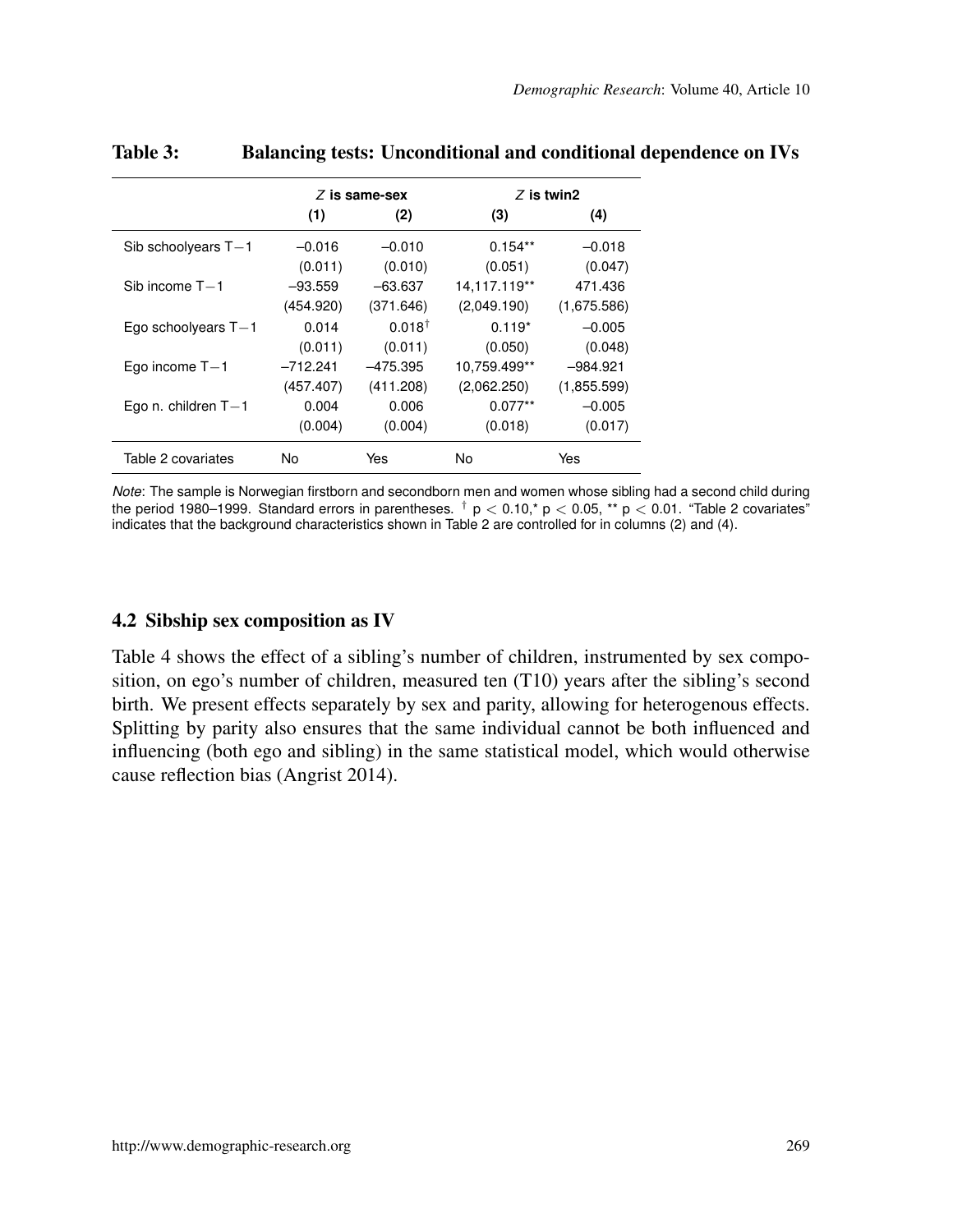**Table 3: Balancing tests: Unconditional and conditional dependence on IVs**

| | *Z* is same-sex | | *Z* is twin2 | |
|---|---|---|---|---|
| | (1) | (2) | (3) | (4) |
| Sib schoolyears T−1 | –0.016 | –0.010 | 0.154** | –0.018 |
| | (0.011) | (0.010) | (0.051) | (0.047) |
| Sib income T−1 | –93.559 | –63.637 | 14,117.119** | 471.436 |
| | (454.920) | (371.646) | (2,049.190) | (1,675.586) |
| Ego schoolyears T−1 | 0.014 | 0.018† | 0.119* | –0.005 |
| | (0.011) | (0.011) | (0.050) | (0.048) |
| Ego income T−1 | –712.241 | –475.395 | 10,759.499** | –984.921 |
| | (457.407) | (411.208) | (2,062.250) | (1,855.599) |
| Ego n. children T−1 | 0.004 | 0.006 | 0.077** | –0.005 |
| | (0.004) | (0.004) | (0.018) | (0.017) |
| Table 2 covariates | No | Yes | No | Yes |

*Note*: The sample is Norwegian firstborn and secondborn men and women whose sibling had a second child during the period 1980–1999. Standard errors in parentheses. † $p < 0.10$,* $p < 0.05$, ** $p < 0.01$. "Table 2 covariates" indicates that the background characteristics shown in Table 2 are controlled for in columns (2) and (4).

### 4.2 Sibship sex composition as IV

Table 4 shows the effect of a sibling's number of children, instrumented by sex composition, on ego's number of children, measured ten (T10) years after the sibling's second birth. We present effects separately by sex and parity, allowing for heterogenous effects. Splitting by parity also ensures that the same individual cannot be both influenced and influencing (both ego and sibling) in the same statistical model, which would otherwise cause reflection bias (Angrist 2014).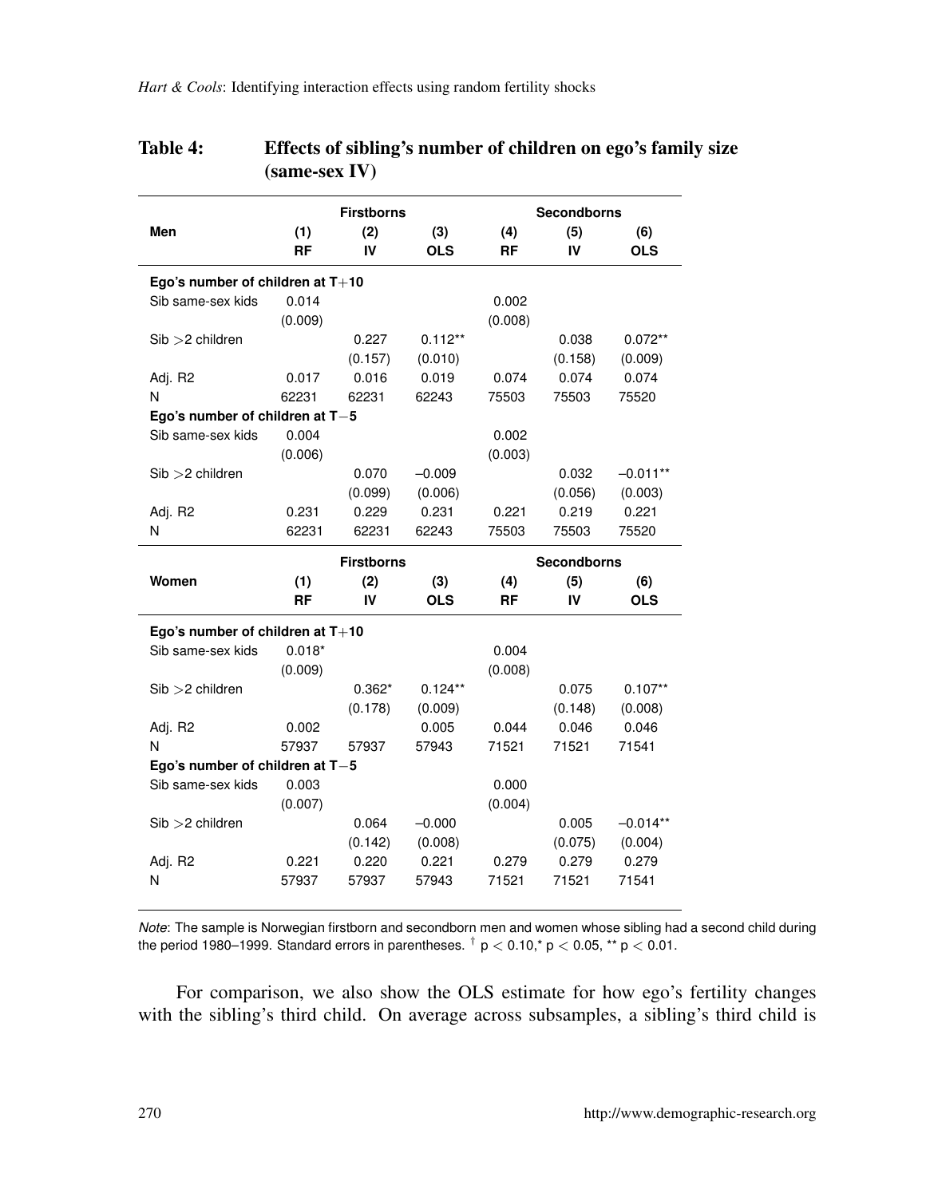**Table 4: Effects of sibling's number of children on ego's family size (same-sex IV)**

| | Firstborns | | | Secondborns | | |
|---|---|---|---|---|---|---|
| **Men** | **(1) RF** | **(2) IV** | **(3) OLS** | **(4) RF** | **(5) IV** | **(6) OLS** |
| **Ego's number of children at T+10** | | | | | | |
| Sib same-sex kids | 0.014 | | | 0.002 | | |
| | (0.009) | | | (0.008) | | |
| Sib >2 children | | 0.227 | 0.112** | | 0.038 | 0.072** |
| | | (0.157) | (0.010) | | (0.158) | (0.009) |
| Adj. R2 | 0.017 | 0.016 | 0.019 | 0.074 | 0.074 | 0.074 |
| N | 62231 | 62231 | 62243 | 75503 | 75503 | 75520 |
| **Ego's number of children at T−5** | | | | | | |
| Sib same-sex kids | 0.004 | | | 0.002 | | |
| | (0.006) | | | (0.003) | | |
| Sib >2 children | | 0.070 | −0.009 | | 0.032 | −0.011** |
| | | (0.099) | (0.006) | | (0.056) | (0.003) |
| Adj. R2 | 0.231 | 0.229 | 0.231 | 0.221 | 0.219 | 0.221 |
| N | 62231 | 62231 | 62243 | 75503 | 75503 | 75520 |
| | **Firstborns** | | | **Secondborns** | | |
| **Women** | **(1) RF** | **(2) IV** | **(3) OLS** | **(4) RF** | **(5) IV** | **(6) OLS** |
| **Ego's number of children at T+10** | | | | | | |
| Sib same-sex kids | 0.018* | | | 0.004 | | |
| | (0.009) | | | (0.008) | | |
| Sib >2 children | | 0.362* | 0.124** | | 0.075 | 0.107** |
| | | (0.178) | (0.009) | | (0.148) | (0.008) |
| Adj. R2 | 0.002 | | 0.005 | 0.044 | 0.046 | 0.046 |
| N | 57937 | 57937 | 57943 | 71521 | 71521 | 71541 |
| **Ego's number of children at T−5** | | | | | | |
| Sib same-sex kids | 0.003 | | | 0.000 | | |
| | (0.007) | | | (0.004) | | |
| Sib >2 children | | 0.064 | −0.000 | | 0.005 | −0.014** |
| | | (0.142) | (0.008) | | (0.075) | (0.004) |
| Adj. R2 | 0.221 | 0.220 | 0.221 | 0.279 | 0.279 | 0.279 |
| N | 57937 | 57937 | 57943 | 71521 | 71521 | 71541 |

*Note*: The sample is Norwegian firstborn and secondborn men and women whose sibling had a second child during the period 1980–1999. Standard errors in parentheses. † $p < 0.10$, * $p < 0.05$, ** $p < 0.01$.

For comparison, we also show the OLS estimate for how ego's fertility changes with the sibling's third child. On average across subsamples, a sibling's third child is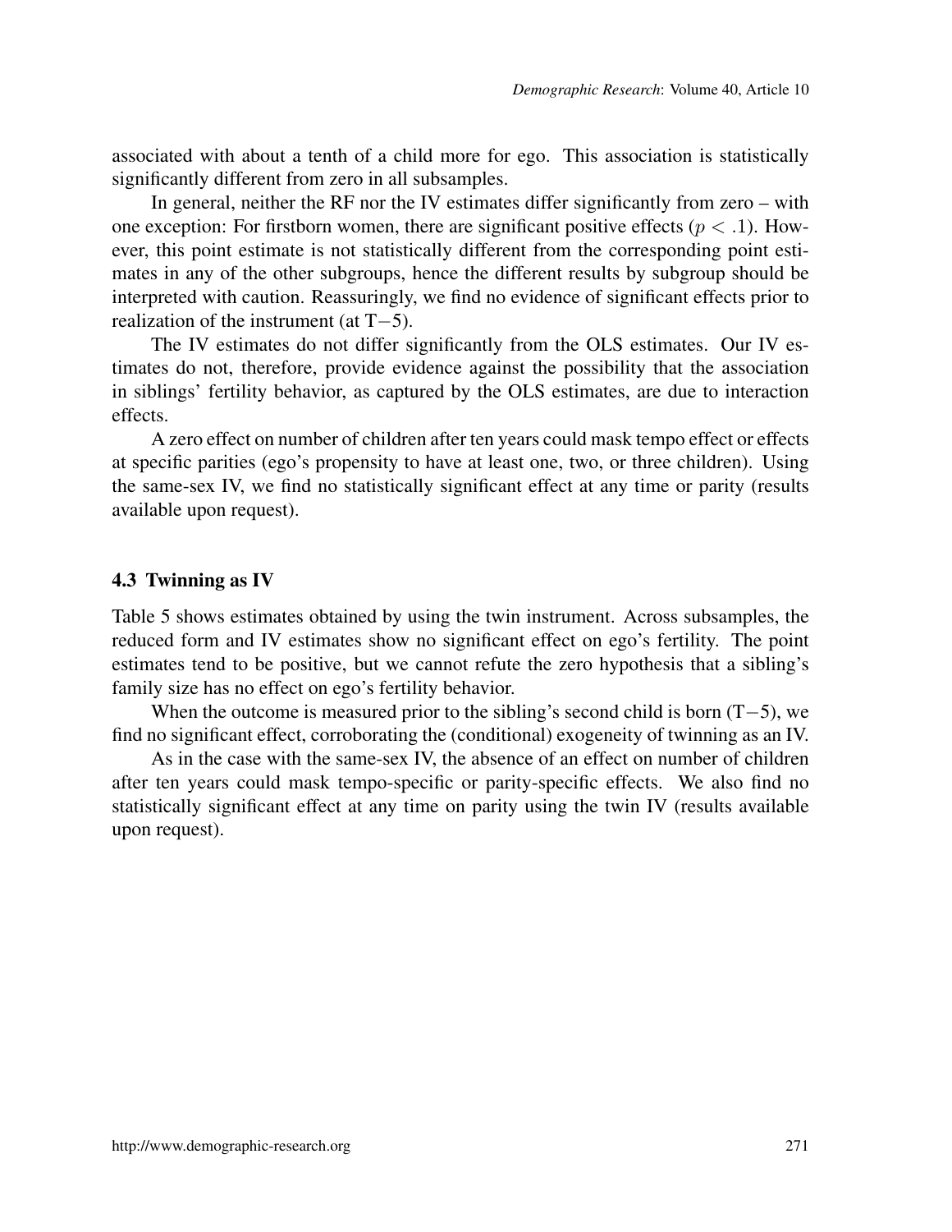associated with about a tenth of a child more for ego. This association is statistically significantly different from zero in all subsamples.

In general, neither the RF nor the IV estimates differ significantly from zero – with one exception: For firstborn women, there are significant positive effects ($p < .1$). However, this point estimate is not statistically different from the corresponding point estimates in any of the other subgroups, hence the different results by subgroup should be interpreted with caution. Reassuringly, we find no evidence of significant effects prior to realization of the instrument (at T−5).

The IV estimates do not differ significantly from the OLS estimates. Our IV estimates do not, therefore, provide evidence against the possibility that the association in siblings' fertility behavior, as captured by the OLS estimates, are due to interaction effects.

A zero effect on number of children after ten years could mask tempo effect or effects at specific parities (ego's propensity to have at least one, two, or three children). Using the same-sex IV, we find no statistically significant effect at any time or parity (results available upon request).

### 4.3 Twinning as IV

Table 5 shows estimates obtained by using the twin instrument. Across subsamples, the reduced form and IV estimates show no significant effect on ego's fertility. The point estimates tend to be positive, but we cannot refute the zero hypothesis that a sibling's family size has no effect on ego's fertility behavior.

When the outcome is measured prior to the sibling's second child is born (T−5), we find no significant effect, corroborating the (conditional) exogeneity of twinning as an IV.

As in the case with the same-sex IV, the absence of an effect on number of children after ten years could mask tempo-specific or parity-specific effects. We also find no statistically significant effect at any time on parity using the twin IV (results available upon request).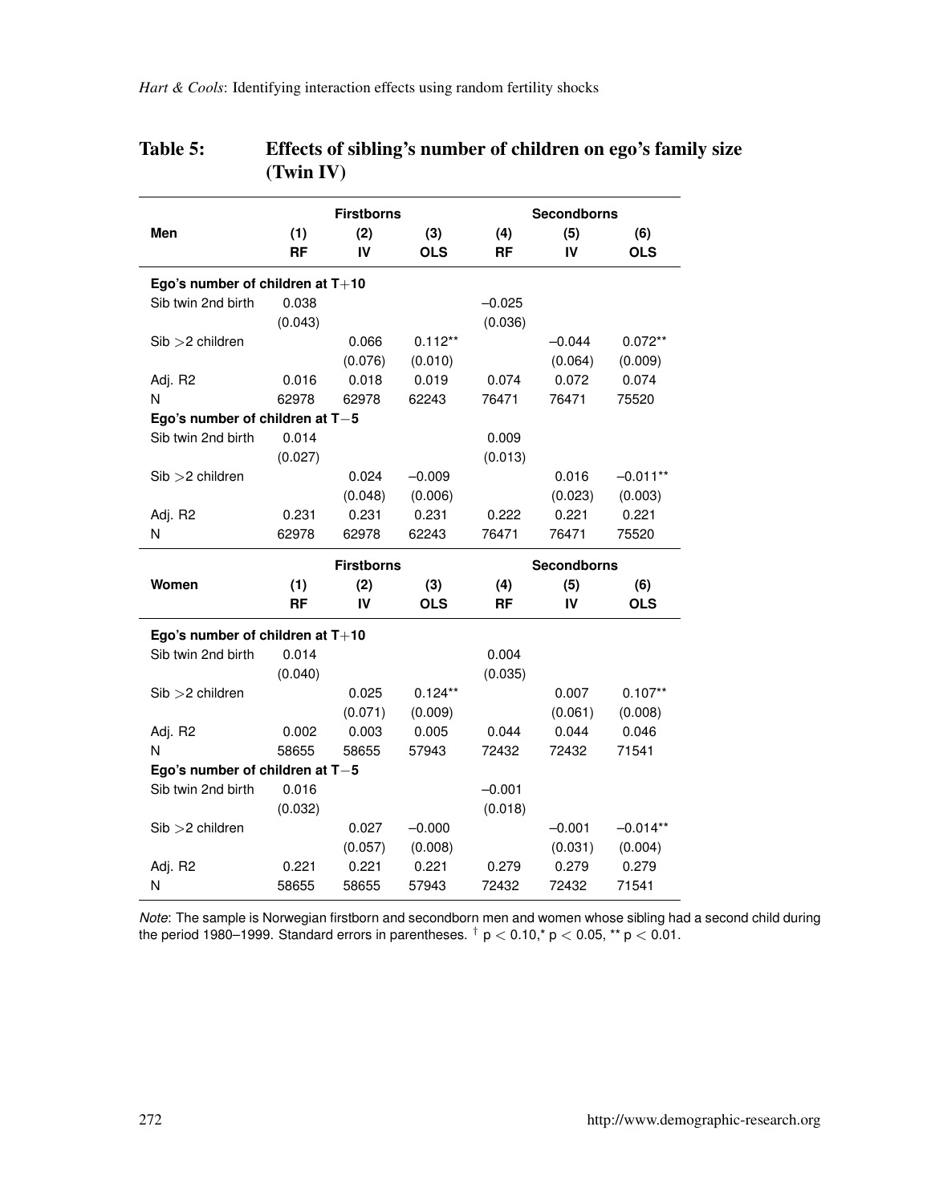**Table 5: Effects of sibling's number of children on ego's family size (Twin IV)**

| | Firstborns | | | Secondborns | | |
|---|---|---|---|---|---|---|
| **Men** | **(1)** **RF** | **(2)** **IV** | **(3)** **OLS** | **(4)** **RF** | **(5)** **IV** | **(6)** **OLS** |
| **Ego's number of children at T+10** | | | | | | |
| Sib twin 2nd birth | 0.038 | | | −0.025 | | |
| | (0.043) | | | (0.036) | | |
| Sib >2 children | | 0.066 | 0.112** | | −0.044 | 0.072** |
| | | (0.076) | (0.010) | | (0.064) | (0.009) |
| Adj. R2 | 0.016 | 0.018 | 0.019 | 0.074 | 0.072 | 0.074 |
| N | 62978 | 62978 | 62243 | 76471 | 76471 | 75520 |
| **Ego's number of children at T−5** | | | | | | |
| Sib twin 2nd birth | 0.014 | | | 0.009 | | |
| | (0.027) | | | (0.013) | | |
| Sib >2 children | | 0.024 | −0.009 | | 0.016 | −0.011** |
| | | (0.048) | (0.006) | | (0.023) | (0.003) |
| Adj. R2 | 0.231 | 0.231 | 0.231 | 0.222 | 0.221 | 0.221 |
| N | 62978 | 62978 | 62243 | 76471 | 76471 | 75520 |

| | Firstborns | | | Secondborns | | |
|---|---|---|---|---|---|---|
| **Women** | **(1)** **RF** | **(2)** **IV** | **(3)** **OLS** | **(4)** **RF** | **(5)** **IV** | **(6)** **OLS** |
| **Ego's number of children at T+10** | | | | | | |
| Sib twin 2nd birth | 0.014 | | | 0.004 | | |
| | (0.040) | | | (0.035) | | |
| Sib >2 children | | 0.025 | 0.124** | | 0.007 | 0.107** |
| | | (0.071) | (0.009) | | (0.061) | (0.008) |
| Adj. R2 | 0.002 | 0.003 | 0.005 | 0.044 | 0.044 | 0.046 |
| N | 58655 | 58655 | 57943 | 72432 | 72432 | 71541 |
| **Ego's number of children at T−5** | | | | | | |
| Sib twin 2nd birth | 0.016 | | | −0.001 | | |
| | (0.032) | | | (0.018) | | |
| Sib >2 children | | 0.027 | −0.000 | | −0.001 | −0.014** |
| | | (0.057) | (0.008) | | (0.031) | (0.004) |
| Adj. R2 | 0.221 | 0.221 | 0.221 | 0.279 | 0.279 | 0.279 |
| N | 58655 | 58655 | 57943 | 72432 | 72432 | 71541 |

*Note*: The sample is Norwegian firstborn and secondborn men and women whose sibling had a second child during the period 1980–1999. Standard errors in parentheses. † $p < 0.10$, * $p < 0.05$, ** $p < 0.01$.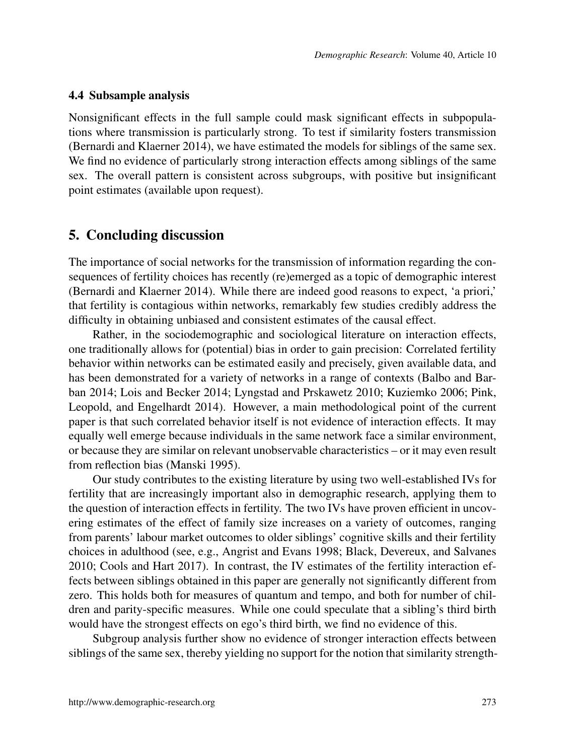### 4.4 Subsample analysis

Nonsignificant effects in the full sample could mask significant effects in subpopulations where transmission is particularly strong. To test if similarity fosters transmission (Bernardi and Klaerner 2014), we have estimated the models for siblings of the same sex. We find no evidence of particularly strong interaction effects among siblings of the same sex. The overall pattern is consistent across subgroups, with positive but insignificant point estimates (available upon request).

## 5. Concluding discussion

The importance of social networks for the transmission of information regarding the consequences of fertility choices has recently (re)emerged as a topic of demographic interest (Bernardi and Klaerner 2014). While there are indeed good reasons to expect, 'a priori,' that fertility is contagious within networks, remarkably few studies credibly address the difficulty in obtaining unbiased and consistent estimates of the causal effect.

Rather, in the sociodemographic and sociological literature on interaction effects, one traditionally allows for (potential) bias in order to gain precision: Correlated fertility behavior within networks can be estimated easily and precisely, given available data, and has been demonstrated for a variety of networks in a range of contexts (Balbo and Barban 2014; Lois and Becker 2014; Lyngstad and Prskawetz 2010; Kuziemko 2006; Pink, Leopold, and Engelhardt 2014). However, a main methodological point of the current paper is that such correlated behavior itself is not evidence of interaction effects. It may equally well emerge because individuals in the same network face a similar environment, or because they are similar on relevant unobservable characteristics – or it may even result from reflection bias (Manski 1995).

Our study contributes to the existing literature by using two well-established IVs for fertility that are increasingly important also in demographic research, applying them to the question of interaction effects in fertility. The two IVs have proven efficient in uncovering estimates of the effect of family size increases on a variety of outcomes, ranging from parents' labour market outcomes to older siblings' cognitive skills and their fertility choices in adulthood (see, e.g., Angrist and Evans 1998; Black, Devereux, and Salvanes 2010; Cools and Hart 2017). In contrast, the IV estimates of the fertility interaction effects between siblings obtained in this paper are generally not significantly different from zero. This holds both for measures of quantum and tempo, and both for number of children and parity-specific measures. While one could speculate that a sibling's third birth would have the strongest effects on ego's third birth, we find no evidence of this.

Subgroup analysis further show no evidence of stronger interaction effects between siblings of the same sex, thereby yielding no support for the notion that similarity strength-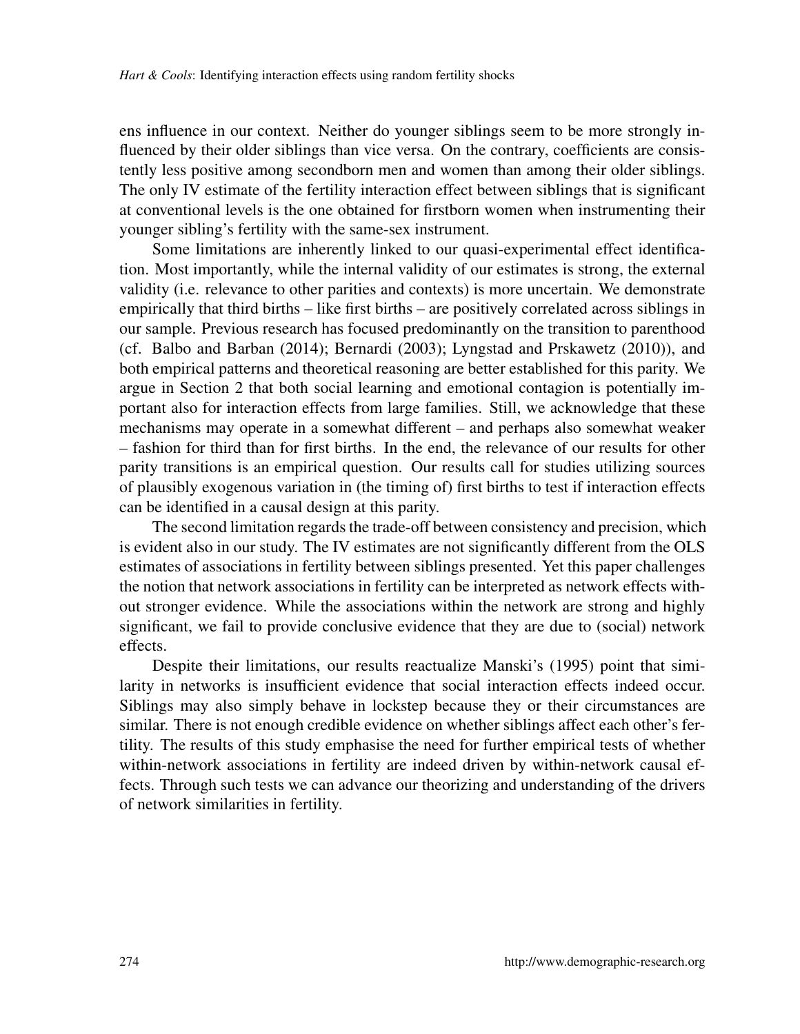ens influence in our context. Neither do younger siblings seem to be more strongly influenced by their older siblings than vice versa. On the contrary, coefficients are consistently less positive among secondborn men and women than among their older siblings. The only IV estimate of the fertility interaction effect between siblings that is significant at conventional levels is the one obtained for firstborn women when instrumenting their younger sibling's fertility with the same-sex instrument.

Some limitations are inherently linked to our quasi-experimental effect identification. Most importantly, while the internal validity of our estimates is strong, the external validity (i.e. relevance to other parities and contexts) is more uncertain. We demonstrate empirically that third births – like first births – are positively correlated across siblings in our sample. Previous research has focused predominantly on the transition to parenthood (cf. Balbo and Barban (2014); Bernardi (2003); Lyngstad and Prskawetz (2010)), and both empirical patterns and theoretical reasoning are better established for this parity. We argue in Section 2 that both social learning and emotional contagion is potentially important also for interaction effects from large families. Still, we acknowledge that these mechanisms may operate in a somewhat different – and perhaps also somewhat weaker – fashion for third than for first births. In the end, the relevance of our results for other parity transitions is an empirical question. Our results call for studies utilizing sources of plausibly exogenous variation in (the timing of) first births to test if interaction effects can be identified in a causal design at this parity.

The second limitation regards the trade-off between consistency and precision, which is evident also in our study. The IV estimates are not significantly different from the OLS estimates of associations in fertility between siblings presented. Yet this paper challenges the notion that network associations in fertility can be interpreted as network effects without stronger evidence. While the associations within the network are strong and highly significant, we fail to provide conclusive evidence that they are due to (social) network effects.

Despite their limitations, our results reactualize Manski's (1995) point that similarity in networks is insufficient evidence that social interaction effects indeed occur. Siblings may also simply behave in lockstep because they or their circumstances are similar. There is not enough credible evidence on whether siblings affect each other's fertility. The results of this study emphasise the need for further empirical tests of whether within-network associations in fertility are indeed driven by within-network causal effects. Through such tests we can advance our theorizing and understanding of the drivers of network similarities in fertility.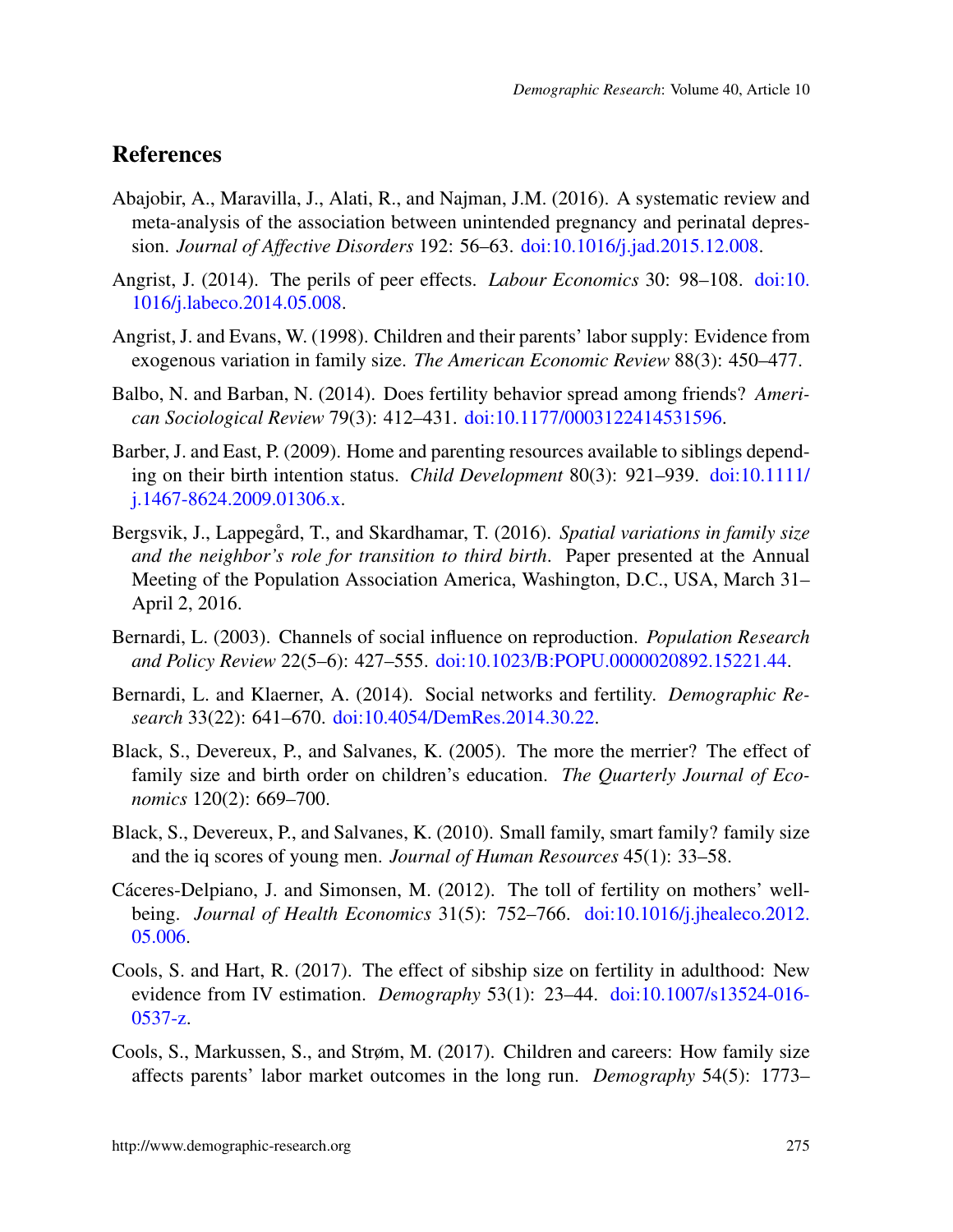## References

Abajobir, A., Maravilla, J., Alati, R., and Najman, J.M. (2016). A systematic review and meta-analysis of the association between unintended pregnancy and perinatal depression. *Journal of Affective Disorders* 192: 56–63. doi:10.1016/j.jad.2015.12.008.

Angrist, J. (2014). The perils of peer effects. *Labour Economics* 30: 98–108. doi:10.1016/j.labeco.2014.05.008.

Angrist, J. and Evans, W. (1998). Children and their parents' labor supply: Evidence from exogenous variation in family size. *The American Economic Review* 88(3): 450–477.

Balbo, N. and Barban, N. (2014). Does fertility behavior spread among friends? *American Sociological Review* 79(3): 412–431. doi:10.1177/0003122414531596.

Barber, J. and East, P. (2009). Home and parenting resources available to siblings depending on their birth intention status. *Child Development* 80(3): 921–939. doi:10.1111/j.1467-8624.2009.01306.x.

Bergsvik, J., Lappegård, T., and Skardhamar, T. (2016). *Spatial variations in family size and the neighbor's role for transition to third birth*. Paper presented at the Annual Meeting of the Population Association America, Washington, D.C., USA, March 31–April 2, 2016.

Bernardi, L. (2003). Channels of social influence on reproduction. *Population Research and Policy Review* 22(5–6): 427–555. doi:10.1023/B:POPU.0000020892.15221.44.

Bernardi, L. and Klaerner, A. (2014). Social networks and fertility. *Demographic Research* 33(22): 641–670. doi:10.4054/DemRes.2014.30.22.

Black, S., Devereux, P., and Salvanes, K. (2005). The more the merrier? The effect of family size and birth order on children's education. *The Quarterly Journal of Economics* 120(2): 669–700.

Black, S., Devereux, P., and Salvanes, K. (2010). Small family, smart family? family size and the iq scores of young men. *Journal of Human Resources* 45(1): 33–58.

Cáceres-Delpiano, J. and Simonsen, M. (2012). The toll of fertility on mothers' well-being. *Journal of Health Economics* 31(5): 752–766. doi:10.1016/j.jhealeco.2012.05.006.

Cools, S. and Hart, R. (2017). The effect of sibship size on fertility in adulthood: New evidence from IV estimation. *Demography* 53(1): 23–44. doi:10.1007/s13524-016-0537-z.

Cools, S., Markussen, S., and Strøm, M. (2017). Children and careers: How family size affects parents' labor market outcomes in the long run. *Demography* 54(5): 1773–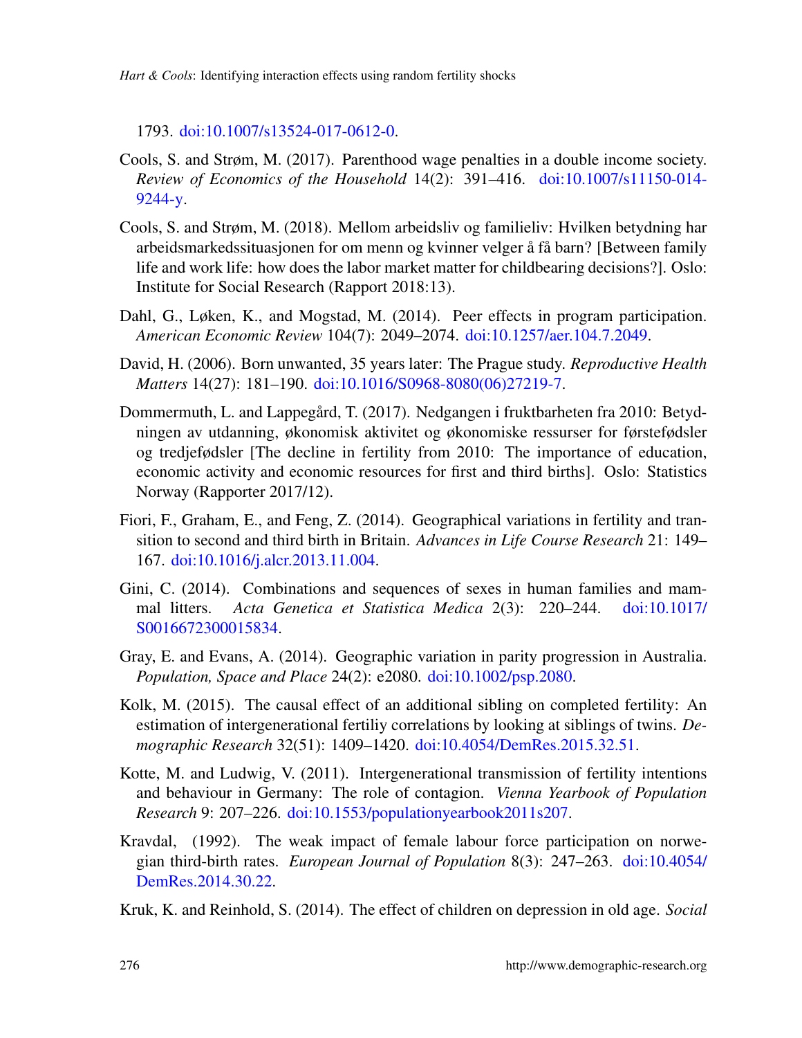1793. doi:10.1007/s13524-017-0612-0.

Cools, S. and Strøm, M. (2017). Parenthood wage penalties in a double income society. *Review of Economics of the Household* 14(2): 391–416. doi:10.1007/s11150-014-9244-y.

Cools, S. and Strøm, M. (2018). Mellom arbeidsliv og familieliv: Hvilken betydning har arbeidsmarkedssituasjonen for om menn og kvinner velger å få barn? [Between family life and work life: how does the labor market matter for childbearing decisions?]. Oslo: Institute for Social Research (Rapport 2018:13).

Dahl, G., Løken, K., and Mogstad, M. (2014). Peer effects in program participation. *American Economic Review* 104(7): 2049–2074. doi:10.1257/aer.104.7.2049.

David, H. (2006). Born unwanted, 35 years later: The Prague study. *Reproductive Health Matters* 14(27): 181–190. doi:10.1016/S0968-8080(06)27219-7.

Dommermuth, L. and Lappegård, T. (2017). Nedgangen i fruktbarheten fra 2010: Betydningen av utdanning, økonomisk aktivitet og økonomiske ressurser for førstefødsler og tredjefødsler [The decline in fertility from 2010: The importance of education, economic activity and economic resources for first and third births]. Oslo: Statistics Norway (Rapporter 2017/12).

Fiori, F., Graham, E., and Feng, Z. (2014). Geographical variations in fertility and transition to second and third birth in Britain. *Advances in Life Course Research* 21: 149–167. doi:10.1016/j.alcr.2013.11.004.

Gini, C. (2014). Combinations and sequences of sexes in human families and mammal litters. *Acta Genetica et Statistica Medica* 2(3): 220–244. doi:10.1017/S0016672300015834.

Gray, E. and Evans, A. (2014). Geographic variation in parity progression in Australia. *Population, Space and Place* 24(2): e2080. doi:10.1002/psp.2080.

Kolk, M. (2015). The causal effect of an additional sibling on completed fertility: An estimation of intergenerational fertiliy correlations by looking at siblings of twins. *Demographic Research* 32(51): 1409–1420. doi:10.4054/DemRes.2015.32.51.

Kotte, M. and Ludwig, V. (2011). Intergenerational transmission of fertility intentions and behaviour in Germany: The role of contagion. *Vienna Yearbook of Population Research* 9: 207–226. doi:10.1553/populationyearbook2011s207.

Kravdal, (1992). The weak impact of female labour force participation on norwegian third-birth rates. *European Journal of Population* 8(3): 247–263. doi:10.4054/DemRes.2014.30.22.

Kruk, K. and Reinhold, S. (2014). The effect of children on depression in old age. *Social*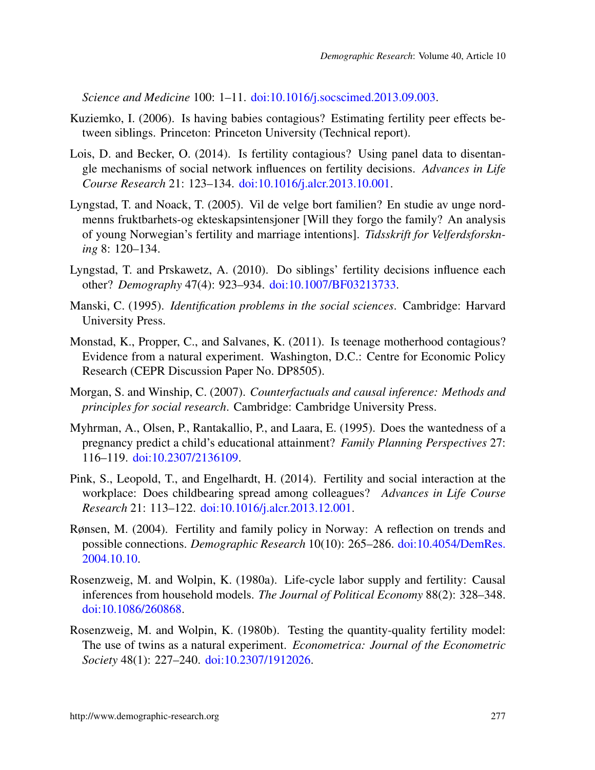*Science and Medicine* 100: 1–11. doi:10.1016/j.socscimed.2013.09.003.

Kuziemko, I. (2006). Is having babies contagious? Estimating fertility peer effects between siblings. Princeton: Princeton University (Technical report).

Lois, D. and Becker, O. (2014). Is fertility contagious? Using panel data to disentangle mechanisms of social network influences on fertility decisions. *Advances in Life Course Research* 21: 123–134. doi:10.1016/j.alcr.2013.10.001.

Lyngstad, T. and Noack, T. (2005). Vil de velge bort familien? En studie av unge nordmenns fruktbarhets-og ekteskapsintensjoner [Will they forgo the family? An analysis of young Norwegian's fertility and marriage intentions]. *Tidsskrift for Velferdsforskning* 8: 120–134.

Lyngstad, T. and Prskawetz, A. (2010). Do siblings' fertility decisions influence each other? *Demography* 47(4): 923–934. doi:10.1007/BF03213733.

Manski, C. (1995). *Identification problems in the social sciences*. Cambridge: Harvard University Press.

Monstad, K., Propper, C., and Salvanes, K. (2011). Is teenage motherhood contagious? Evidence from a natural experiment. Washington, D.C.: Centre for Economic Policy Research (CEPR Discussion Paper No. DP8505).

Morgan, S. and Winship, C. (2007). *Counterfactuals and causal inference: Methods and principles for social research*. Cambridge: Cambridge University Press.

Myhrman, A., Olsen, P., Rantakallio, P., and Laara, E. (1995). Does the wantedness of a pregnancy predict a child's educational attainment? *Family Planning Perspectives* 27: 116–119. doi:10.2307/2136109.

Pink, S., Leopold, T., and Engelhardt, H. (2014). Fertility and social interaction at the workplace: Does childbearing spread among colleagues? *Advances in Life Course Research* 21: 113–122. doi:10.1016/j.alcr.2013.12.001.

Rønsen, M. (2004). Fertility and family policy in Norway: A reflection on trends and possible connections. *Demographic Research* 10(10): 265–286. doi:10.4054/DemRes.2004.10.10.

Rosenzweig, M. and Wolpin, K. (1980a). Life-cycle labor supply and fertility: Causal inferences from household models. *The Journal of Political Economy* 88(2): 328–348. doi:10.1086/260868.

Rosenzweig, M. and Wolpin, K. (1980b). Testing the quantity-quality fertility model: The use of twins as a natural experiment. *Econometrica: Journal of the Econometric Society* 48(1): 227–240. doi:10.2307/1912026.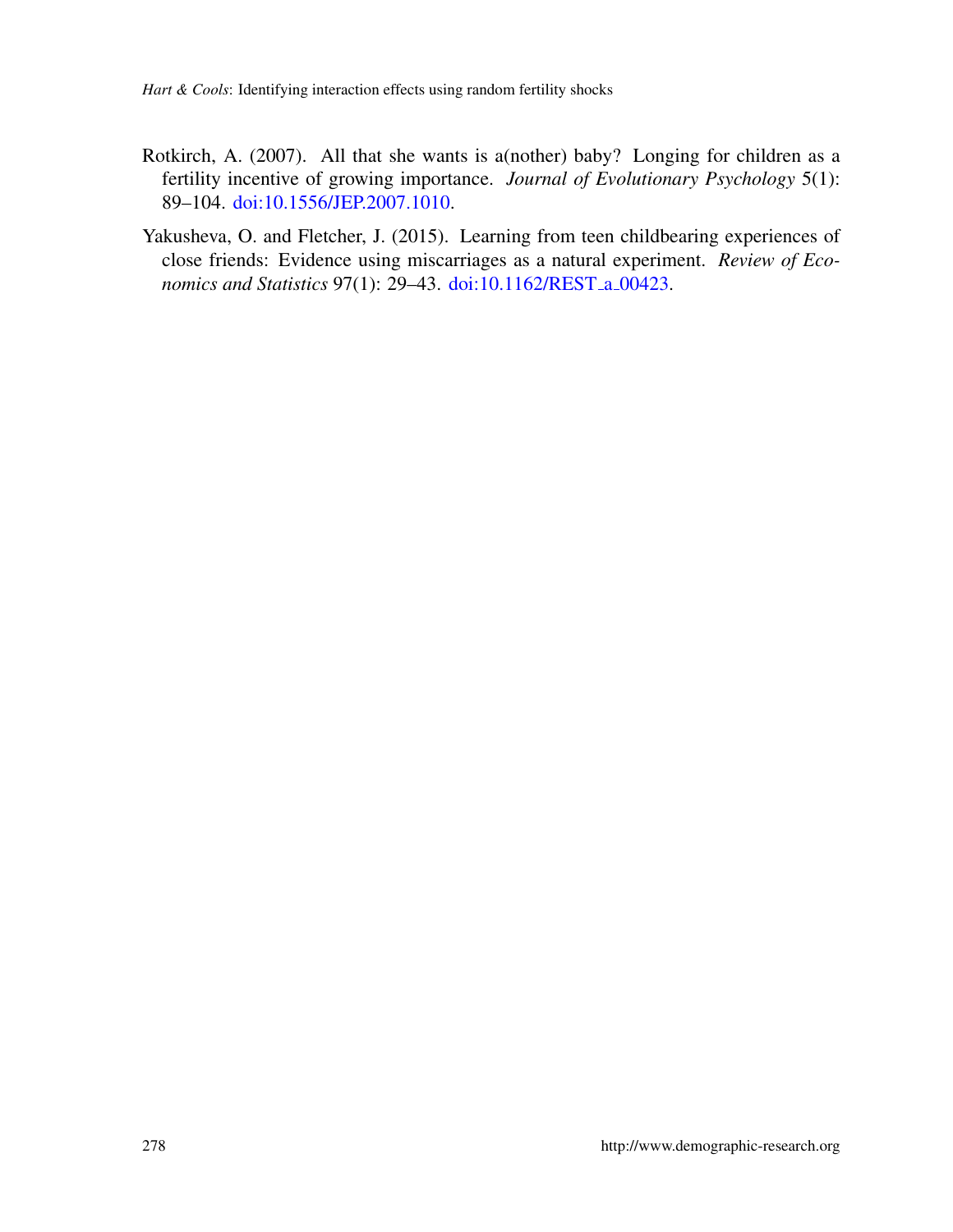Rotkirch, A. (2007). All that she wants is a(nother) baby? Longing for children as a fertility incentive of growing importance. *Journal of Evolutionary Psychology* 5(1): 89–104. doi:10.1556/JEP.2007.1010.

Yakusheva, O. and Fletcher, J. (2015). Learning from teen childbearing experiences of close friends: Evidence using miscarriages as a natural experiment. *Review of Economics and Statistics* 97(1): 29–43. doi:10.1162/REST_a_00423.